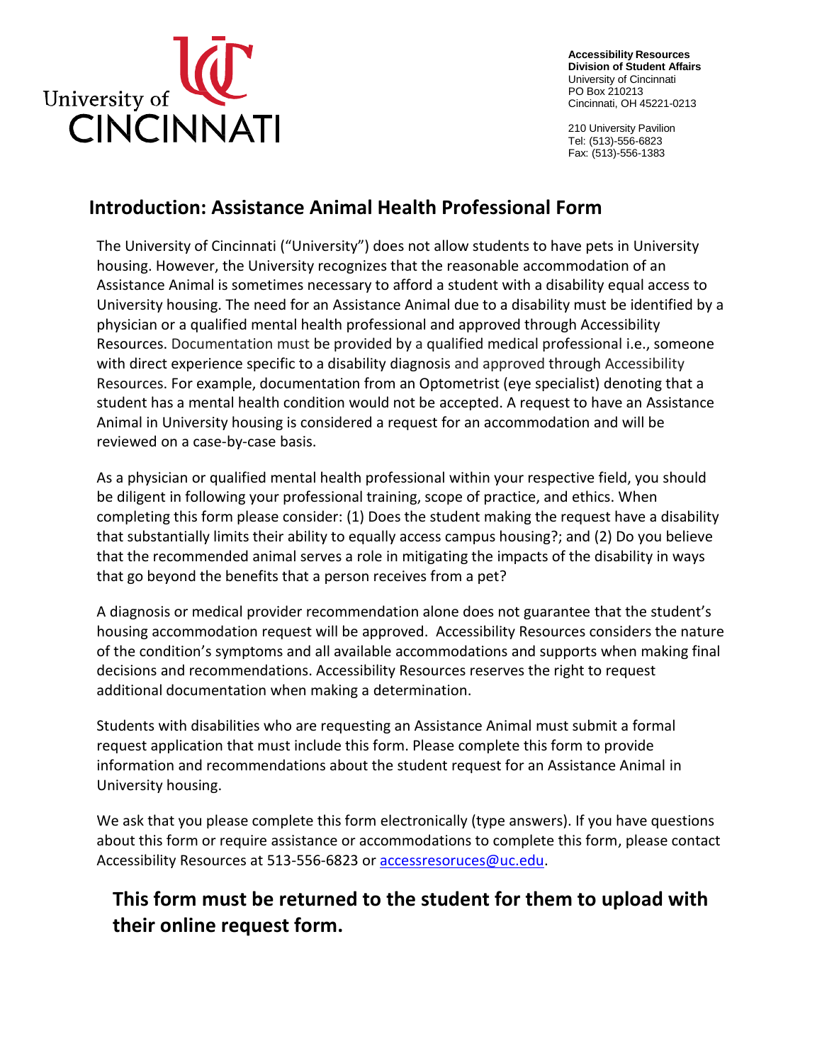University of CINCINNATI

**Accessibility Resources**
**Division of Student Affairs**
University of Cincinnati
PO Box 210213
Cincinnati, OH 45221-0213

210 University Pavilion
Tel: (513)-556-6823
Fax: (513)-556-1383

## Introduction: Assistance Animal Health Professional Form

The University of Cincinnati ("University") does not allow students to have pets in University housing. However, the University recognizes that the reasonable accommodation of an Assistance Animal is sometimes necessary to afford a student with a disability equal access to University housing. The need for an Assistance Animal due to a disability must be identified by a physician or a qualified mental health professional and approved through Accessibility Resources. Documentation must be provided by a qualified medical professional i.e., someone with direct experience specific to a disability diagnosis and approved through Accessibility Resources. For example, documentation from an Optometrist (eye specialist) denoting that a student has a mental health condition would not be accepted. A request to have an Assistance Animal in University housing is considered a request for an accommodation and will be reviewed on a case-by-case basis.

As a physician or qualified mental health professional within your respective field, you should be diligent in following your professional training, scope of practice, and ethics. When completing this form please consider: (1) Does the student making the request have a disability that substantially limits their ability to equally access campus housing?; and (2) Do you believe that the recommended animal serves a role in mitigating the impacts of the disability in ways that go beyond the benefits that a person receives from a pet?

A diagnosis or medical provider recommendation alone does not guarantee that the student's housing accommodation request will be approved. Accessibility Resources considers the nature of the condition's symptoms and all available accommodations and supports when making final decisions and recommendations. Accessibility Resources reserves the right to request additional documentation when making a determination.

Students with disabilities who are requesting an Assistance Animal must submit a formal request application that must include this form. Please complete this form to provide information and recommendations about the student request for an Assistance Animal in University housing.

We ask that you please complete this form electronically (type answers). If you have questions about this form or require assistance or accommodations to complete this form, please contact Accessibility Resources at 513-556-6823 or accessresoruces@uc.edu.

### This form must be returned to the student for them to upload with their online request form.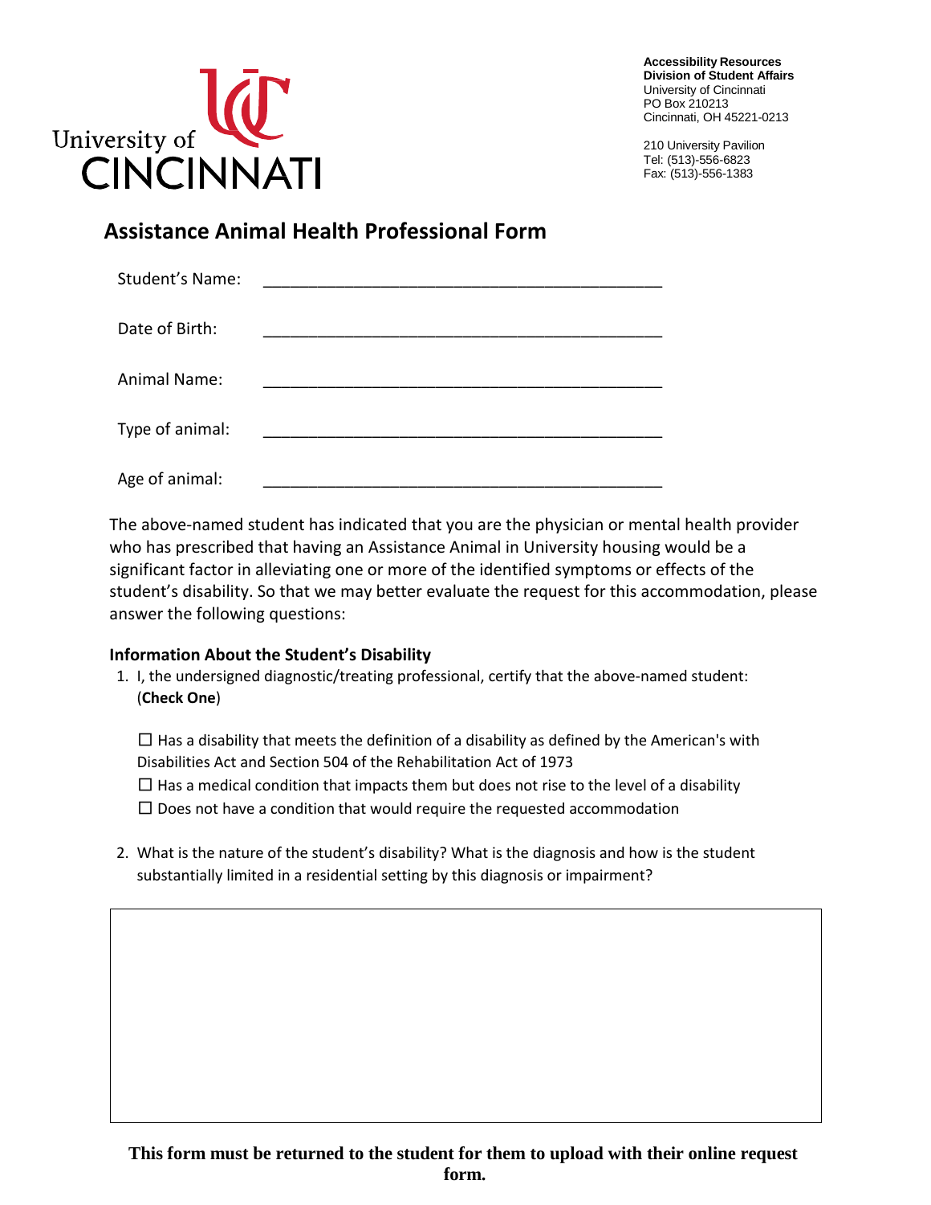University of Cincinnati

**Accessibility Resources**
**Division of Student Affairs**
University of Cincinnati
PO Box 210213
Cincinnati, OH 45221-0213

210 University Pavilion
Tel: (513)-556-6823
Fax: (513)-556-1383

# Assistance Animal Health Professional Form

Student's Name: _____________________________________________

Date of Birth: _____________________________________________

Animal Name: _____________________________________________

Type of animal: _____________________________________________

Age of animal: _____________________________________________

The above-named student has indicated that you are the physician or mental health provider who has prescribed that having an Assistance Animal in University housing would be a significant factor in alleviating one or more of the identified symptoms or effects of the student's disability. So that we may better evaluate the request for this accommodation, please answer the following questions:

### Information About the Student's Disability

1. I, the undersigned diagnostic/treating professional, certify that the above-named student: (**Check One**)

   ☐ Has a disability that meets the definition of a disability as defined by the American's with Disabilities Act and Section 504 of the Rehabilitation Act of 1973
   ☐ Has a medical condition that impacts them but does not rise to the level of a disability
   ☐ Does not have a condition that would require the requested accommodation

2. What is the nature of the student's disability? What is the diagnosis and how is the student substantially limited in a residential setting by this diagnosis or impairment?

**This form must be returned to the student for them to upload with their online request form.**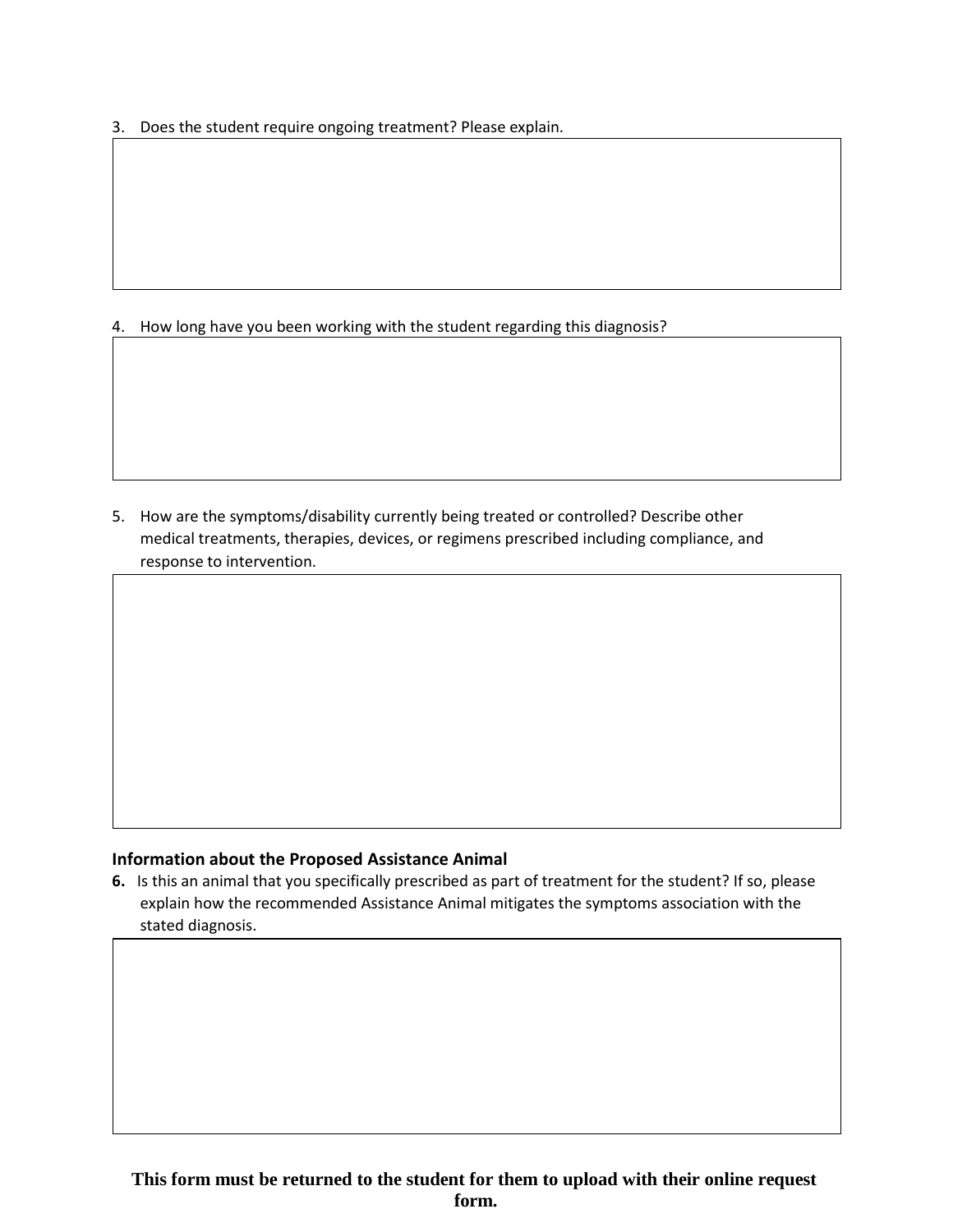3. Does the student require ongoing treatment? Please explain.

4. How long have you been working with the student regarding this diagnosis?

5. How are the symptoms/disability currently being treated or controlled? Describe other medical treatments, therapies, devices, or regimens prescribed including compliance, and response to intervention.

**Information about the Proposed Assistance Animal**

**6.** Is this an animal that you specifically prescribed as part of treatment for the student? If so, please explain how the recommended Assistance Animal mitigates the symptoms association with the stated diagnosis.

**This form must be returned to the student for them to upload with their online request form.**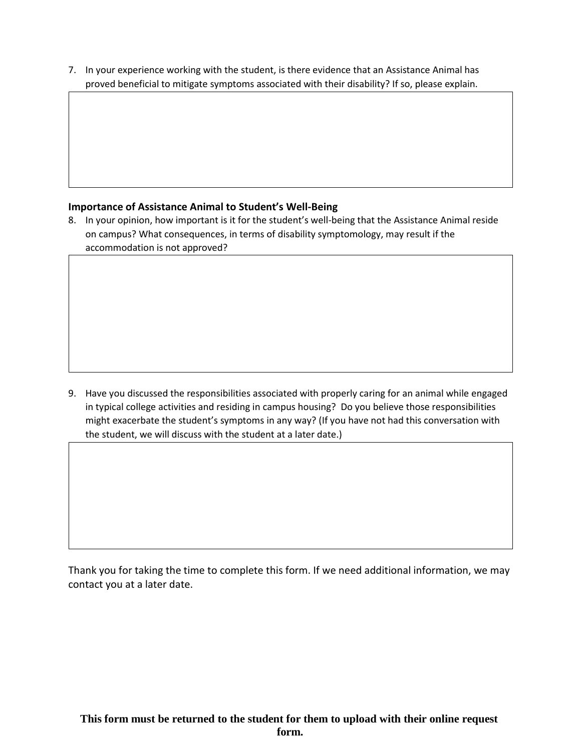7. In your experience working with the student, is there evidence that an Assistance Animal has proved beneficial to mitigate symptoms associated with their disability? If so, please explain.

**Importance of Assistance Animal to Student's Well-Being**

8. In your opinion, how important is it for the student's well-being that the Assistance Animal reside on campus? What consequences, in terms of disability symptomology, may result if the accommodation is not approved?

9. Have you discussed the responsibilities associated with properly caring for an animal while engaged in typical college activities and residing in campus housing? Do you believe those responsibilities might exacerbate the student's symptoms in any way? (If you have not had this conversation with the student, we will discuss with the student at a later date.)

Thank you for taking the time to complete this form. If we need additional information, we may contact you at a later date.

**This form must be returned to the student for them to upload with their online request form.**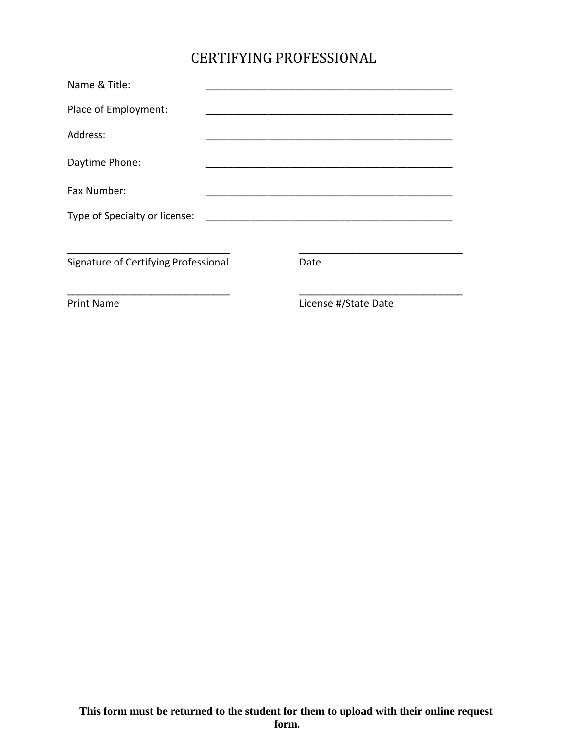# CERTIFYING PROFESSIONAL

Name & Title: _______________________________________________

Place of Employment: _______________________________________________

Address: _______________________________________________

Daytime Phone: _______________________________________________

Fax Number: _______________________________________________

Type of Specialty or license: _______________________________________________

______________________________ ______________________________
Signature of Certifying Professional Date

______________________________ ______________________________
Print Name License #/State Date

**This form must be returned to the student for them to upload with their online request form.**